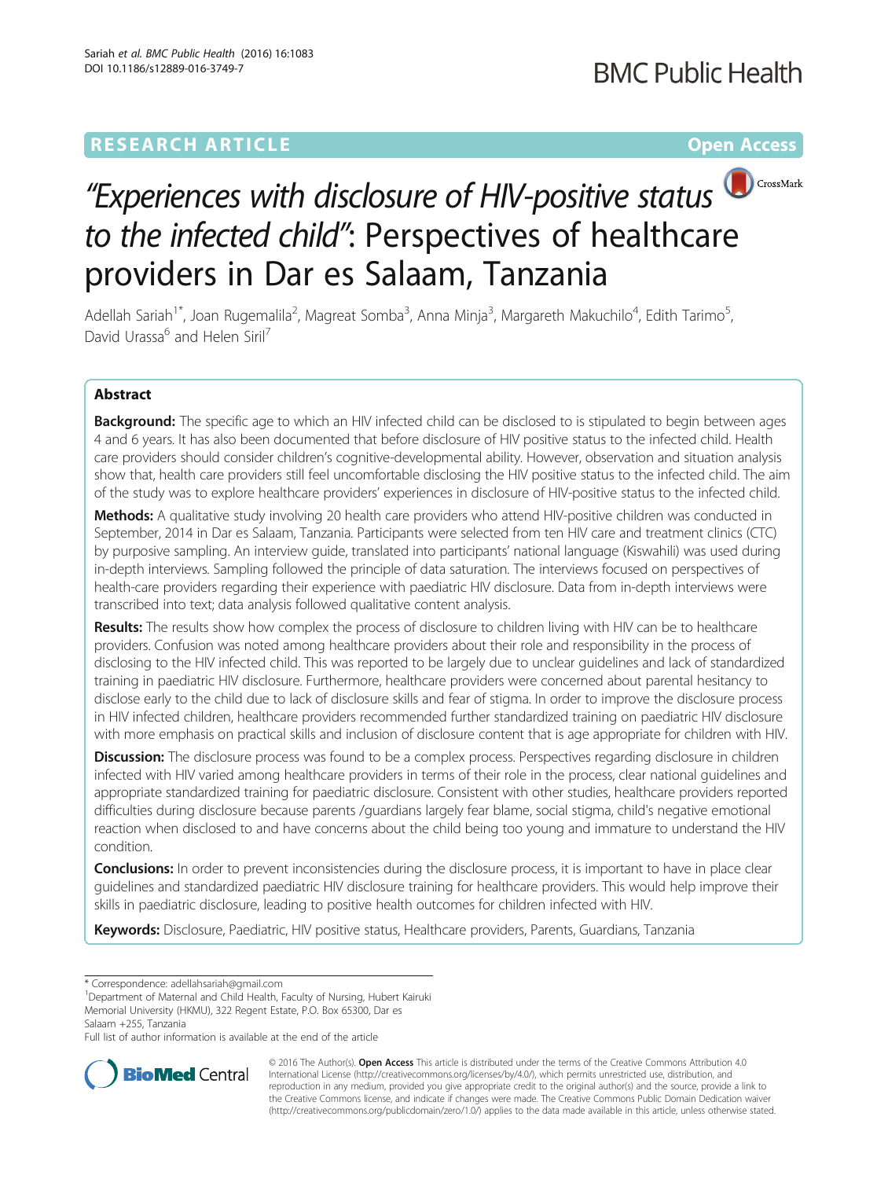RESEARCH ARTICLE

Open Access

# "Experiences with disclosure of HIV-positive status to the infected child": Perspectives of healthcare providers in Dar es Salaam, Tanzania

Adellah Sariah[1*], Joan Rugemalila[2], Magreat Somba[3], Anna Minja[3], Margareth Makuchilo[4], Edith Tarimo[5], David Urassa[6] and Helen Siril[7]

## Abstract

**Background:** The specific age to which an HIV infected child can be disclosed to is stipulated to begin between ages 4 and 6 years. It has also been documented that before disclosure of HIV positive status to the infected child. Health care providers should consider children's cognitive-developmental ability. However, observation and situation analysis show that, health care providers still feel uncomfortable disclosing the HIV positive status to the infected child. The aim of the study was to explore healthcare providers' experiences in disclosure of HIV-positive status to the infected child.

**Methods:** A qualitative study involving 20 health care providers who attend HIV-positive children was conducted in September, 2014 in Dar es Salaam, Tanzania. Participants were selected from ten HIV care and treatment clinics (CTC) by purposive sampling. An interview guide, translated into participants' national language (Kiswahili) was used during in-depth interviews. Sampling followed the principle of data saturation. The interviews focused on perspectives of health-care providers regarding their experience with paediatric HIV disclosure. Data from in-depth interviews were transcribed into text; data analysis followed qualitative content analysis.

**Results:** The results show how complex the process of disclosure to children living with HIV can be to healthcare providers. Confusion was noted among healthcare providers about their role and responsibility in the process of disclosing to the HIV infected child. This was reported to be largely due to unclear guidelines and lack of standardized training in paediatric HIV disclosure. Furthermore, healthcare providers were concerned about parental hesitancy to disclose early to the child due to lack of disclosure skills and fear of stigma. In order to improve the disclosure process in HIV infected children, healthcare providers recommended further standardized training on paediatric HIV disclosure with more emphasis on practical skills and inclusion of disclosure content that is age appropriate for children with HIV.

**Discussion:** The disclosure process was found to be a complex process. Perspectives regarding disclosure in children infected with HIV varied among healthcare providers in terms of their role in the process, clear national guidelines and appropriate standardized training for paediatric disclosure. Consistent with other studies, healthcare providers reported difficulties during disclosure because parents /guardians largely fear blame, social stigma, child's negative emotional reaction when disclosed to and have concerns about the child being too young and immature to understand the HIV condition.

**Conclusions:** In order to prevent inconsistencies during the disclosure process, it is important to have in place clear guidelines and standardized paediatric HIV disclosure training for healthcare providers. This would help improve their skills in paediatric disclosure, leading to positive health outcomes for children infected with HIV.

**Keywords:** Disclosure, Paediatric, HIV positive status, Healthcare providers, Parents, Guardians, Tanzania

---

* Correspondence: adellahsariah@gmail.com
[1]Department of Maternal and Child Health, Faculty of Nursing, Hubert Kairuki Memorial University (HKMU), 322 Regent Estate, P.O. Box 65300, Dar es Salaam +255, Tanzania
Full list of author information is available at the end of the article

© 2016 The Author(s). **Open Access** This article is distributed under the terms of the Creative Commons Attribution 4.0 International License (http://creativecommons.org/licenses/by/4.0/), which permits unrestricted use, distribution, and reproduction in any medium, provided you give appropriate credit to the original author(s) and the source, provide a link to the Creative Commons license, and indicate if changes were made. The Creative Commons Public Domain Dedication waiver (http://creativecommons.org/publicdomain/zero/1.0/) applies to the data made available in this article, unless otherwise stated.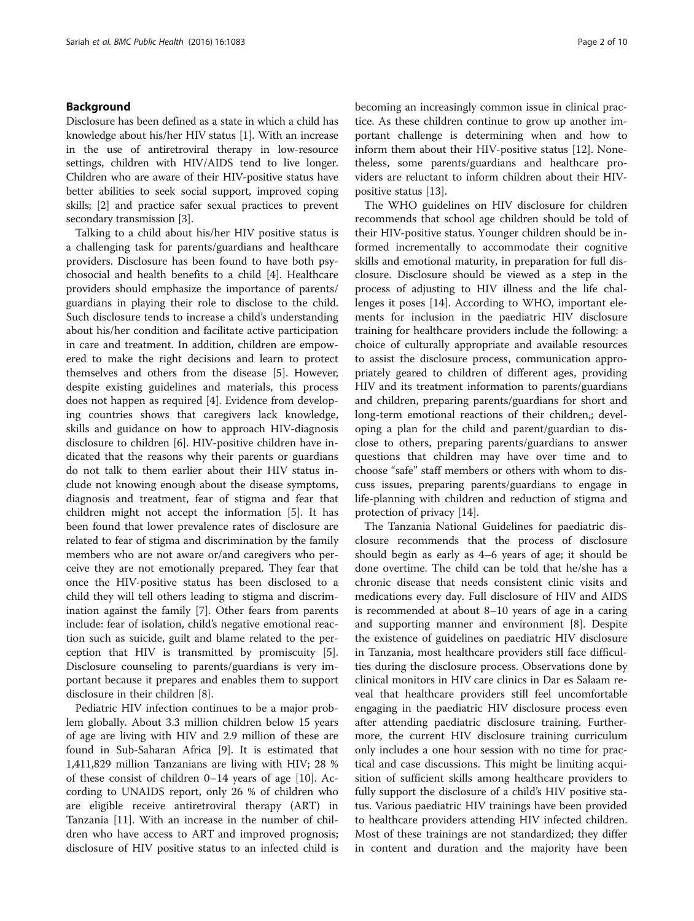## Background

Disclosure has been defined as a state in which a child has knowledge about his/her HIV status [1]. With an increase in the use of antiretroviral therapy in low-resource settings, children with HIV/AIDS tend to live longer. Children who are aware of their HIV-positive status have better abilities to seek social support, improved coping skills; [2] and practice safer sexual practices to prevent secondary transmission [3].

Talking to a child about his/her HIV positive status is a challenging task for parents/guardians and healthcare providers. Disclosure has been found to have both psychosocial and health benefits to a child [4]. Healthcare providers should emphasize the importance of parents/guardians in playing their role to disclose to the child. Such disclosure tends to increase a child's understanding about his/her condition and facilitate active participation in care and treatment. In addition, children are empowered to make the right decisions and learn to protect themselves and others from the disease [5]. However, despite existing guidelines and materials, this process does not happen as required [4]. Evidence from developing countries shows that caregivers lack knowledge, skills and guidance on how to approach HIV-diagnosis disclosure to children [6]. HIV-positive children have indicated that the reasons why their parents or guardians do not talk to them earlier about their HIV status include not knowing enough about the disease symptoms, diagnosis and treatment, fear of stigma and fear that children might not accept the information [5]. It has been found that lower prevalence rates of disclosure are related to fear of stigma and discrimination by the family members who are not aware or/and caregivers who perceive they are not emotionally prepared. They fear that once the HIV-positive status has been disclosed to a child they will tell others leading to stigma and discrimination against the family [7]. Other fears from parents include: fear of isolation, child's negative emotional reaction such as suicide, guilt and blame related to the perception that HIV is transmitted by promiscuity [5]. Disclosure counseling to parents/guardians is very important because it prepares and enables them to support disclosure in their children [8].

Pediatric HIV infection continues to be a major problem globally. About 3.3 million children below 15 years of age are living with HIV and 2.9 million of these are found in Sub-Saharan Africa [9]. It is estimated that 1,411,829 million Tanzanians are living with HIV; 28 % of these consist of children 0–14 years of age [10]. According to UNAIDS report, only 26 % of children who are eligible receive antiretroviral therapy (ART) in Tanzania [11]. With an increase in the number of children who have access to ART and improved prognosis; disclosure of HIV positive status to an infected child is becoming an increasingly common issue in clinical practice. As these children continue to grow up another important challenge is determining when and how to inform them about their HIV-positive status [12]. Nonetheless, some parents/guardians and healthcare providers are reluctant to inform children about their HIV-positive status [13].

The WHO guidelines on HIV disclosure for children recommends that school age children should be told of their HIV-positive status. Younger children should be informed incrementally to accommodate their cognitive skills and emotional maturity, in preparation for full disclosure. Disclosure should be viewed as a step in the process of adjusting to HIV illness and the life challenges it poses [14]. According to WHO, important elements for inclusion in the paediatric HIV disclosure training for healthcare providers include the following: a choice of culturally appropriate and available resources to assist the disclosure process, communication appropriately geared to children of different ages, providing HIV and its treatment information to parents/guardians and children, preparing parents/guardians for short and long-term emotional reactions of their children,; developing a plan for the child and parent/guardian to disclose to others, preparing parents/guardians to answer questions that children may have over time and to choose "safe" staff members or others with whom to discuss issues, preparing parents/guardians to engage in life-planning with children and reduction of stigma and protection of privacy [14].

The Tanzania National Guidelines for paediatric disclosure recommends that the process of disclosure should begin as early as 4–6 years of age; it should be done overtime. The child can be told that he/she has a chronic disease that needs consistent clinic visits and medications every day. Full disclosure of HIV and AIDS is recommended at about 8–10 years of age in a caring and supporting manner and environment [8]. Despite the existence of guidelines on paediatric HIV disclosure in Tanzania, most healthcare providers still face difficulties during the disclosure process. Observations done by clinical monitors in HIV care clinics in Dar es Salaam reveal that healthcare providers still feel uncomfortable engaging in the paediatric HIV disclosure process even after attending paediatric disclosure training. Furthermore, the current HIV disclosure training curriculum only includes a one hour session with no time for practical and case discussions. This might be limiting acquisition of sufficient skills among healthcare providers to fully support the disclosure of a child's HIV positive status. Various paediatric HIV trainings have been provided to healthcare providers attending HIV infected children. Most of these trainings are not standardized; they differ in content and duration and the majority have been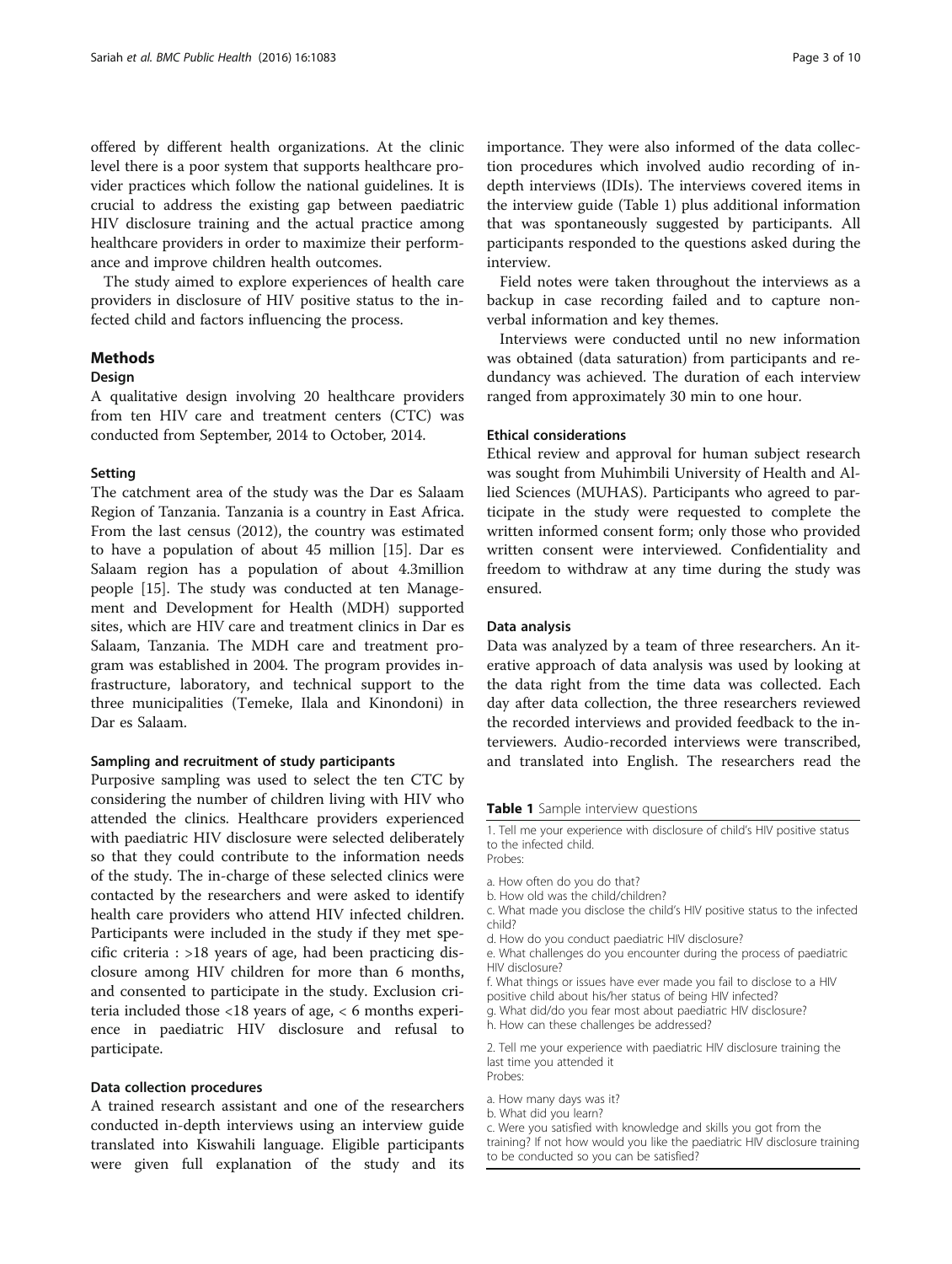offered by different health organizations. At the clinic level there is a poor system that supports healthcare provider practices which follow the national guidelines. It is crucial to address the existing gap between paediatric HIV disclosure training and the actual practice among healthcare providers in order to maximize their performance and improve children health outcomes.

The study aimed to explore experiences of health care providers in disclosure of HIV positive status to the infected child and factors influencing the process.

## Methods

### Design

A qualitative design involving 20 healthcare providers from ten HIV care and treatment centers (CTC) was conducted from September, 2014 to October, 2014.

### Setting

The catchment area of the study was the Dar es Salaam Region of Tanzania. Tanzania is a country in East Africa. From the last census (2012), the country was estimated to have a population of about 45 million [15]. Dar es Salaam region has a population of about 4.3million people [15]. The study was conducted at ten Management and Development for Health (MDH) supported sites, which are HIV care and treatment clinics in Dar es Salaam, Tanzania. The MDH care and treatment program was established in 2004. The program provides infrastructure, laboratory, and technical support to the three municipalities (Temeke, Ilala and Kinondoni) in Dar es Salaam.

### Sampling and recruitment of study participants

Purposive sampling was used to select the ten CTC by considering the number of children living with HIV who attended the clinics. Healthcare providers experienced with paediatric HIV disclosure were selected deliberately so that they could contribute to the information needs of the study. The in-charge of these selected clinics were contacted by the researchers and were asked to identify health care providers who attend HIV infected children. Participants were included in the study if they met specific criteria : >18 years of age, had been practicing disclosure among HIV children for more than 6 months, and consented to participate in the study. Exclusion criteria included those <18 years of age, < 6 months experience in paediatric HIV disclosure and refusal to participate.

### Data collection procedures

A trained research assistant and one of the researchers conducted in-depth interviews using an interview guide translated into Kiswahili language. Eligible participants were given full explanation of the study and its importance. They were also informed of the data collection procedures which involved audio recording of in-depth interviews (IDIs). The interviews covered items in the interview guide (Table 1) plus additional information that was spontaneously suggested by participants. All participants responded to the questions asked during the interview.

Field notes were taken throughout the interviews as a backup in case recording failed and to capture non-verbal information and key themes.

Interviews were conducted until no new information was obtained (data saturation) from participants and redundancy was achieved. The duration of each interview ranged from approximately 30 min to one hour.

### Ethical considerations

Ethical review and approval for human subject research was sought from Muhimbili University of Health and Allied Sciences (MUHAS). Participants who agreed to participate in the study were requested to complete the written informed consent form; only those who provided written consent were interviewed. Confidentiality and freedom to withdraw at any time during the study was ensured.

### Data analysis

Data was analyzed by a team of three researchers. An iterative approach of data analysis was used by looking at the data right from the time data was collected. Each day after data collection, the three researchers reviewed the recorded interviews and provided feedback to the interviewers. Audio-recorded interviews were transcribed, and translated into English. The researchers read the

**Table 1** Sample interview questions

| |
|---|
| 1. Tell me your experience with disclosure of child's HIV positive status to the infected child.<br>Probes:<br>a. How often do you do that?<br>b. How old was the child/children?<br>c. What made you disclose the child's HIV positive status to the infected child?<br>d. How do you conduct paediatric HIV disclosure?<br>e. What challenges do you encounter during the process of paediatric HIV disclosure?<br>f. What things or issues have ever made you fail to disclose to a HIV positive child about his/her status of being HIV infected?<br>g. What did/do you fear most about paediatric HIV disclosure?<br>h. How can these challenges be addressed? |
| 2. Tell me your experience with paediatric HIV disclosure training the last time you attended it<br>Probes:<br>a. How many days was it?<br>b. What did you learn?<br>c. Were you satisfied with knowledge and skills you got from the training? If not how would you like the paediatric HIV disclosure training to be conducted so you can be satisfied? |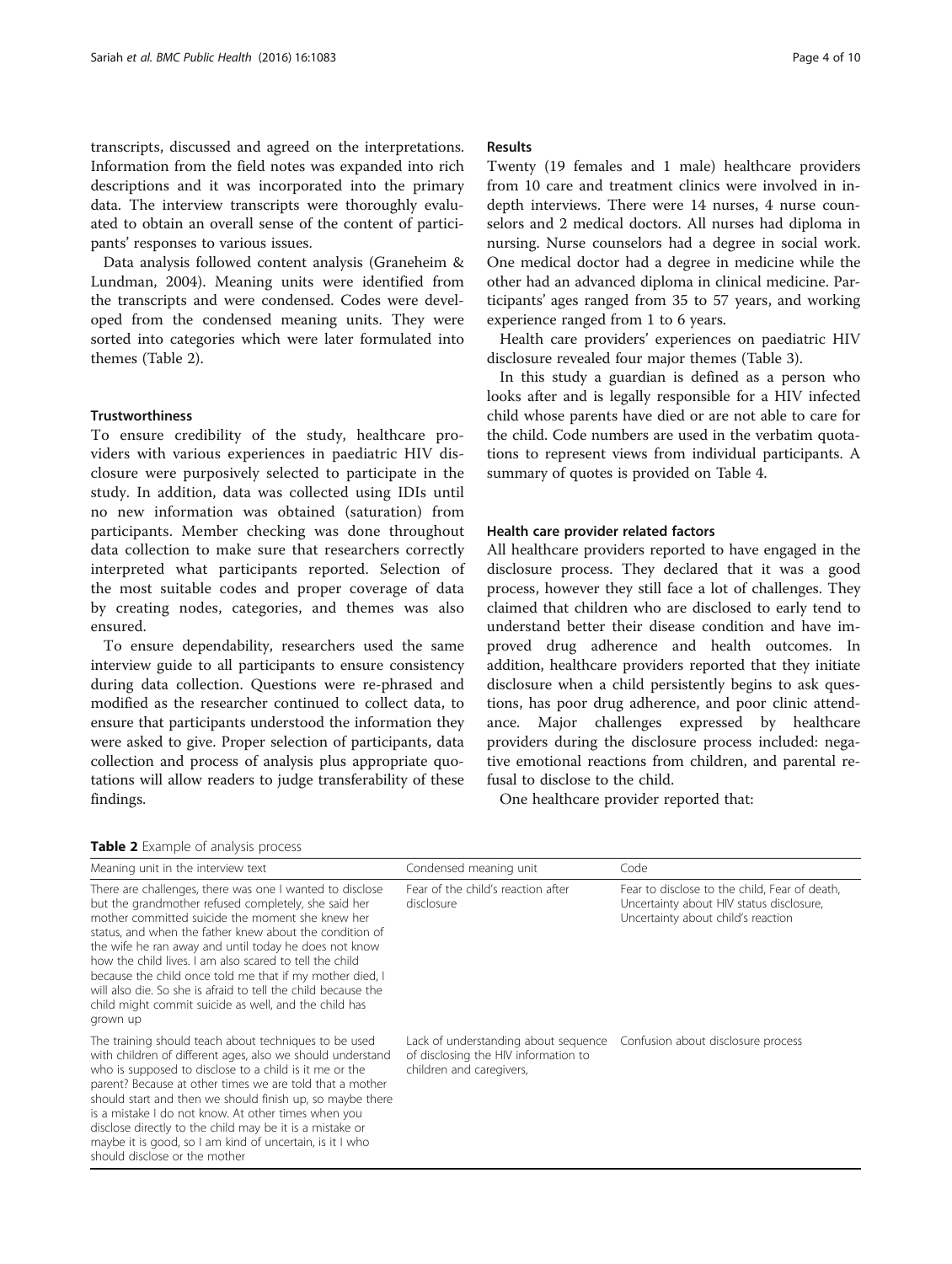transcripts, discussed and agreed on the interpretations. Information from the field notes was expanded into rich descriptions and it was incorporated into the primary data. The interview transcripts were thoroughly evaluated to obtain an overall sense of the content of participants' responses to various issues.

Data analysis followed content analysis (Graneheim & Lundman, 2004). Meaning units were identified from the transcripts and were condensed. Codes were developed from the condensed meaning units. They were sorted into categories which were later formulated into themes (Table 2).

### Trustworthiness

To ensure credibility of the study, healthcare providers with various experiences in paediatric HIV disclosure were purposively selected to participate in the study. In addition, data was collected using IDIs until no new information was obtained (saturation) from participants. Member checking was done throughout data collection to make sure that researchers correctly interpreted what participants reported. Selection of the most suitable codes and proper coverage of data by creating nodes, categories, and themes was also ensured.

To ensure dependability, researchers used the same interview guide to all participants to ensure consistency during data collection. Questions were re-phrased and modified as the researcher continued to collect data, to ensure that participants understood the information they were asked to give. Proper selection of participants, data collection and process of analysis plus appropriate quotations will allow readers to judge transferability of these findings.

## Results

Twenty (19 females and 1 male) healthcare providers from 10 care and treatment clinics were involved in in-depth interviews. There were 14 nurses, 4 nurse counselors and 2 medical doctors. All nurses had diploma in nursing. Nurse counselors had a degree in social work. One medical doctor had a degree in medicine while the other had an advanced diploma in clinical medicine. Participants' ages ranged from 35 to 57 years, and working experience ranged from 1 to 6 years.

Health care providers' experiences on paediatric HIV disclosure revealed four major themes (Table 3).

In this study a guardian is defined as a person who looks after and is legally responsible for a HIV infected child whose parents have died or are not able to care for the child. Code numbers are used in the verbatim quotations to represent views from individual participants. A summary of quotes is provided on Table 4.

### Health care provider related factors

All healthcare providers reported to have engaged in the disclosure process. They declared that it was a good process, however they still face a lot of challenges. They claimed that children who are disclosed to early tend to understand better their disease condition and have improved drug adherence and health outcomes. In addition, healthcare providers reported that they initiate disclosure when a child persistently begins to ask questions, has poor drug adherence, and poor clinic attendance. Major challenges expressed by healthcare providers during the disclosure process included: negative emotional reactions from children, and parental refusal to disclose to the child.

One healthcare provider reported that:

**Table 2** Example of analysis process

| Meaning unit in the interview text | Condensed meaning unit | Code |
|---|---|---|
| There are challenges, there was one I wanted to disclose but the grandmother refused completely, she said her mother committed suicide the moment she knew her status, and when the father knew about the condition of the wife he ran away and until today he does not know how the child lives. I am also scared to tell the child because the child once told me that if my mother died, I will also die. So she is afraid to tell the child because the child might commit suicide as well, and the child has grown up | Fear of the child's reaction after disclosure | Fear to disclose to the child, Fear of death, Uncertainty about HIV status disclosure, Uncertainty about child's reaction |
| The training should teach about techniques to be used with children of different ages, also we should understand who is supposed to disclose to a child is it me or the parent? Because at other times we are told that a mother should start and then we should finish up, so maybe there is a mistake I do not know. At other times when you disclose directly to the child may be it is a mistake or maybe it is good, so I am kind of uncertain, is it I who should disclose or the mother | Lack of understanding about sequence of disclosing the HIV information to children and caregivers, | Confusion about disclosure process |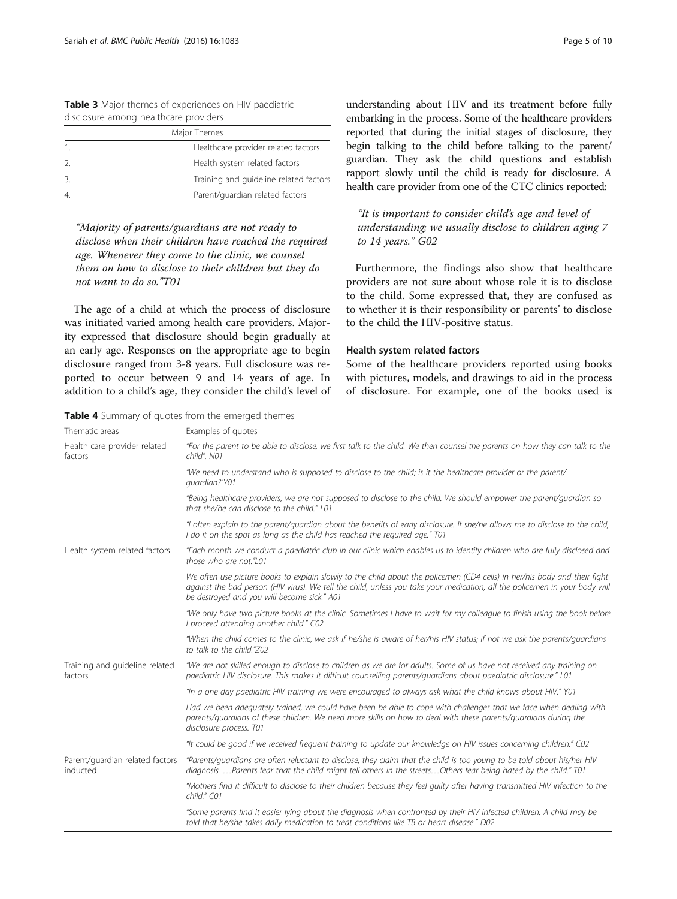**Table 3** Major themes of experiences on HIV paediatric disclosure among healthcare providers

| | Major Themes |
|---|---|
| 1. | Healthcare provider related factors |
| 2. | Health system related factors |
| 3. | Training and guideline related factors |
| 4. | Parent/guardian related factors |

*"Majority of parents/guardians are not ready to disclose when their children have reached the required age. Whenever they come to the clinic, we counsel them on how to disclose to their children but they do not want to do so."T01*

The age of a child at which the process of disclosure was initiated varied among health care providers. Majority expressed that disclosure should begin gradually at an early age. Responses on the appropriate age to begin disclosure ranged from 3-8 years. Full disclosure was reported to occur between 9 and 14 years of age. In addition to a child's age, they consider the child's level of understanding about HIV and its treatment before fully embarking in the process. Some of the healthcare providers reported that during the initial stages of disclosure, they begin talking to the child before talking to the parent/guardian. They ask the child questions and establish rapport slowly until the child is ready for disclosure. A health care provider from one of the CTC clinics reported:

*"It is important to consider child's age and level of understanding; we usually disclose to children aging 7 to 14 years." G02*

Furthermore, the findings also show that healthcare providers are not sure about whose role it is to disclose to the child. Some expressed that, they are confused as to whether it is their responsibility or parents' to disclose to the child the HIV-positive status.

#### Health system related factors

Some of the healthcare providers reported using books with pictures, models, and drawings to aid in the process of disclosure. For example, one of the books used is

**Table 4** Summary of quotes from the emerged themes

| Thematic areas | Examples of quotes |
|---|---|
| Health care provider related factors | *"For the parent to be able to disclose, we first talk to the child. We then counsel the parents on how they can talk to the child". N01* |
| | *"We need to understand who is supposed to disclose to the child; is it the healthcare provider or the parent/guardian?"Y01* |
| | *"Being healthcare providers, we are not supposed to disclose to the child. We should empower the parent/guardian so that she/he can disclose to the child." L01* |
| | *"I often explain to the parent/guardian about the benefits of early disclosure. If she/he allows me to disclose to the child, I do it on the spot as long as the child has reached the required age." T01* |
| Health system related factors | *"Each month we conduct a paediatric club in our clinic which enables us to identify children who are fully disclosed and those who are not."L01* |
| | *We often use picture books to explain slowly to the child about the policemen (CD4 cells) in her/his body and their fight against the bad person (HIV virus). We tell the child, unless you take your medication, all the policemen in your body will be destroyed and you will become sick." A01* |
| | *"We only have two picture books at the clinic. Sometimes I have to wait for my colleague to finish using the book before I proceed attending another child." C02* |
| | *"When the child comes to the clinic, we ask if he/she is aware of her/his HIV status; if not we ask the parents/guardians to talk to the child."Z02* |
| Training and guideline related factors | *"We are not skilled enough to disclose to children as we are for adults. Some of us have not received any training on paediatric HIV disclosure. This makes it difficult counselling parents/guardians about paediatric disclosure." L01* |
| | *"In a one day paediatric HIV training we were encouraged to always ask what the child knows about HIV." Y01* |
| | *Had we been adequately trained, we could have been be able to cope with challenges that we face when dealing with parents/guardians of these children. We need more skills on how to deal with these parents/guardians during the disclosure process. T01* |
| | *"It could be good if we received frequent training to update our knowledge on HIV issues concerning children." C02* |
| Parent/guardian related factors inducted | *"Parents/guardians are often reluctant to disclose, they claim that the child is too young to be told about his/her HIV diagnosis. …Parents fear that the child might tell others in the streets…Others fear being hated by the child." T01* |
| | *"Mothers find it difficult to disclose to their children because they feel guilty after having transmitted HIV infection to the child." C01* |
| | *"Some parents find it easier lying about the diagnosis when confronted by their HIV infected children. A child may be told that he/she takes daily medication to treat conditions like TB or heart disease." D02* |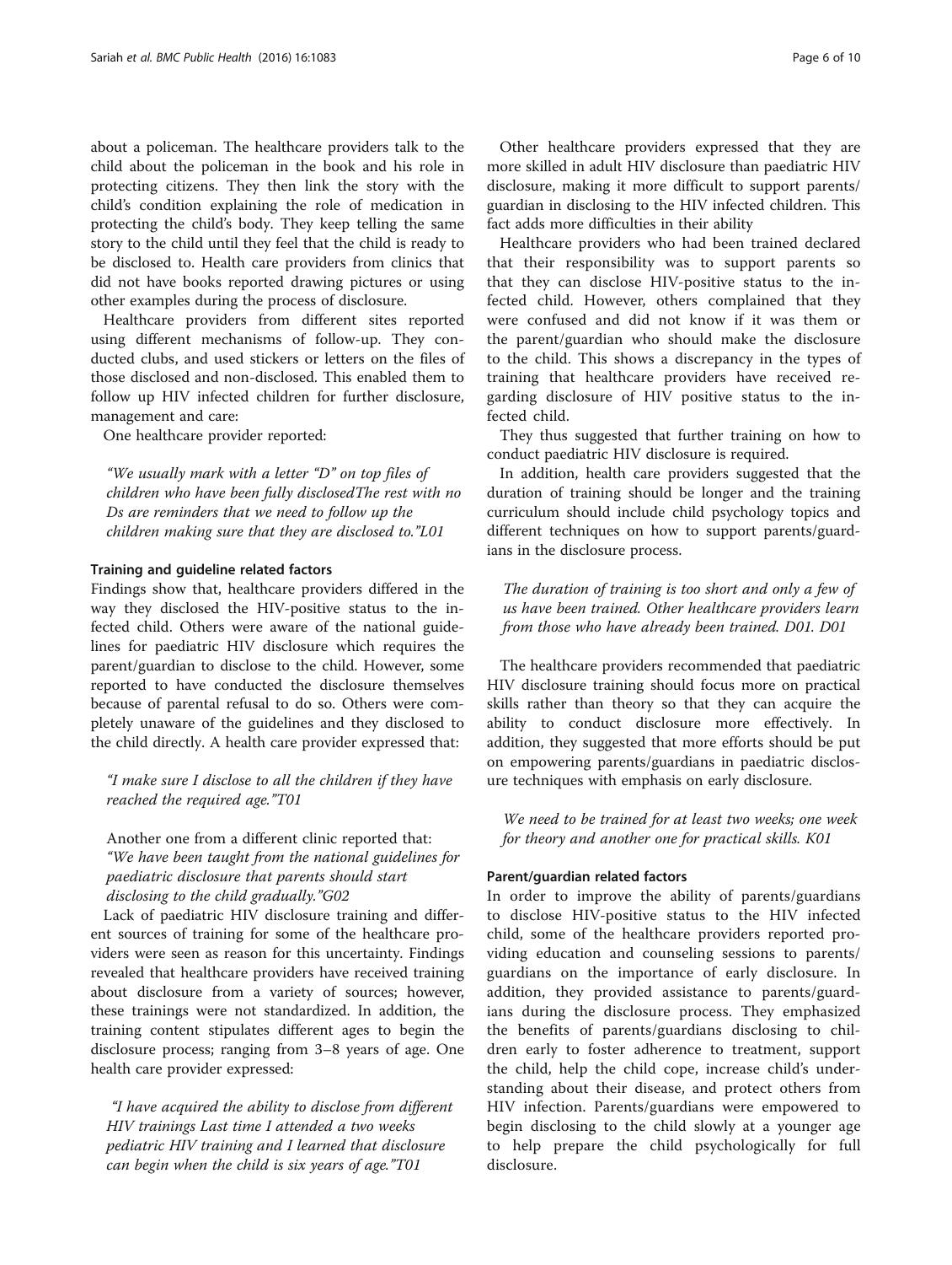about a policeman. The healthcare providers talk to the child about the policeman in the book and his role in protecting citizens. They then link the story with the child's condition explaining the role of medication in protecting the child's body. They keep telling the same story to the child until they feel that the child is ready to be disclosed to. Health care providers from clinics that did not have books reported drawing pictures or using other examples during the process of disclosure.

Healthcare providers from different sites reported using different mechanisms of follow-up. They conducted clubs, and used stickers or letters on the files of those disclosed and non-disclosed. This enabled them to follow up HIV infected children for further disclosure, management and care:

One healthcare provider reported:

> "We usually mark with a letter "D" on top files of children who have been fully disclosedThe rest with no Ds are reminders that we need to follow up the children making sure that they are disclosed to."L01

#### Training and guideline related factors

Findings show that, healthcare providers differed in the way they disclosed the HIV-positive status to the infected child. Others were aware of the national guidelines for paediatric HIV disclosure which requires the parent/guardian to disclose to the child. However, some reported to have conducted the disclosure themselves because of parental refusal to do so. Others were completely unaware of the guidelines and they disclosed to the child directly. A health care provider expressed that:

> "I make sure I disclose to all the children if they have reached the required age."T01

Another one from a different clinic reported that:

> "We have been taught from the national guidelines for paediatric disclosure that parents should start disclosing to the child gradually."G02

Lack of paediatric HIV disclosure training and different sources of training for some of the healthcare providers were seen as reason for this uncertainty. Findings revealed that healthcare providers have received training about disclosure from a variety of sources; however, these trainings were not standardized. In addition, the training content stipulates different ages to begin the disclosure process; ranging from 3–8 years of age. One health care provider expressed:

> "I have acquired the ability to disclose from different HIV trainings Last time I attended a two weeks pediatric HIV training and I learned that disclosure can begin when the child is six years of age."T01

Other healthcare providers expressed that they are more skilled in adult HIV disclosure than paediatric HIV disclosure, making it more difficult to support parents/guardian in disclosing to the HIV infected children. This fact adds more difficulties in their ability

Healthcare providers who had been trained declared that their responsibility was to support parents so that they can disclose HIV-positive status to the infected child. However, others complained that they were confused and did not know if it was them or the parent/guardian who should make the disclosure to the child. This shows a discrepancy in the types of training that healthcare providers have received regarding disclosure of HIV positive status to the infected child.

They thus suggested that further training on how to conduct paediatric HIV disclosure is required.

In addition, health care providers suggested that the duration of training should be longer and the training curriculum should include child psychology topics and different techniques on how to support parents/guardians in the disclosure process.

> The duration of training is too short and only a few of us have been trained. Other healthcare providers learn from those who have already been trained. D01. D01

The healthcare providers recommended that paediatric HIV disclosure training should focus more on practical skills rather than theory so that they can acquire the ability to conduct disclosure more effectively. In addition, they suggested that more efforts should be put on empowering parents/guardians in paediatric disclosure techniques with emphasis on early disclosure.

> We need to be trained for at least two weeks; one week for theory and another one for practical skills. K01

#### Parent/guardian related factors

In order to improve the ability of parents/guardians to disclose HIV-positive status to the HIV infected child, some of the healthcare providers reported providing education and counseling sessions to parents/guardians on the importance of early disclosure. In addition, they provided assistance to parents/guardians during the disclosure process. They emphasized the benefits of parents/guardians disclosing to children early to foster adherence to treatment, support the child, help the child cope, increase child's understanding about their disease, and protect others from HIV infection. Parents/guardians were empowered to begin disclosing to the child slowly at a younger age to help prepare the child psychologically for full disclosure.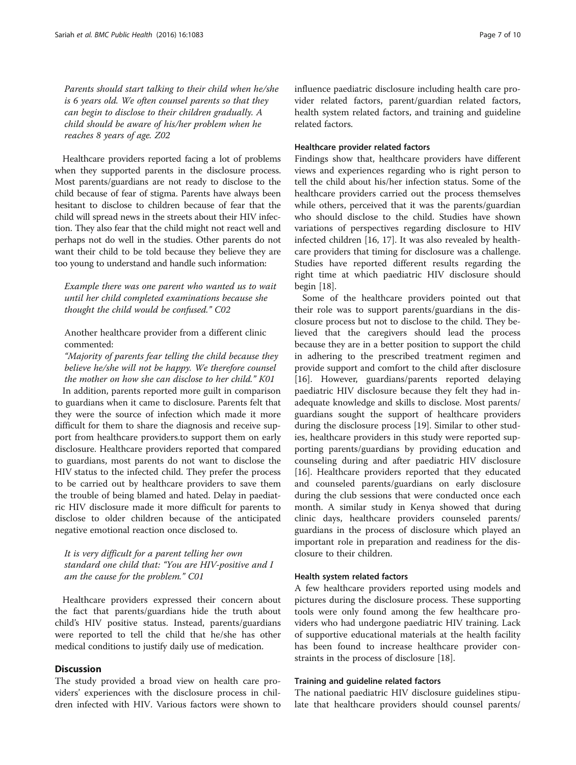*Parents should start talking to their child when he/she is 6 years old. We often counsel parents so that they can begin to disclose to their children gradually. A child should be aware of his/her problem when he reaches 8 years of age. Z02*

Healthcare providers reported facing a lot of problems when they supported parents in the disclosure process. Most parents/guardians are not ready to disclose to the child because of fear of stigma. Parents have always been hesitant to disclose to children because of fear that the child will spread news in the streets about their HIV infection. They also fear that the child might not react well and perhaps not do well in the studies. Other parents do not want their child to be told because they believe they are too young to understand and handle such information:

*Example there was one parent who wanted us to wait until her child completed examinations because she thought the child would be confused." C02*

Another healthcare provider from a different clinic commented:

*"Majority of parents fear telling the child because they believe he/she will not be happy. We therefore counsel the mother on how she can disclose to her child." K01*

In addition, parents reported more guilt in comparison to guardians when it came to disclosure. Parents felt that they were the source of infection which made it more difficult for them to share the diagnosis and receive support from healthcare providers.to support them on early disclosure. Healthcare providers reported that compared to guardians, most parents do not want to disclose the HIV status to the infected child. They prefer the process to be carried out by healthcare providers to save them the trouble of being blamed and hated. Delay in paediatric HIV disclosure made it more difficult for parents to disclose to older children because of the anticipated negative emotional reaction once disclosed to.

*It is very difficult for a parent telling her own standard one child that: "You are HIV-positive and I am the cause for the problem." C01*

Healthcare providers expressed their concern about the fact that parents/guardians hide the truth about child's HIV positive status. Instead, parents/guardians were reported to tell the child that he/she has other medical conditions to justify daily use of medication.

## Discussion

The study provided a broad view on health care providers' experiences with the disclosure process in children infected with HIV. Various factors were shown to influence paediatric disclosure including health care provider related factors, parent/guardian related factors, health system related factors, and training and guideline related factors.

### Healthcare provider related factors

Findings show that, healthcare providers have different views and experiences regarding who is right person to tell the child about his/her infection status. Some of the healthcare providers carried out the process themselves while others, perceived that it was the parents/guardian who should disclose to the child. Studies have shown variations of perspectives regarding disclosure to HIV infected children [16, 17]. It was also revealed by healthcare providers that timing for disclosure was a challenge. Studies have reported different results regarding the right time at which paediatric HIV disclosure should begin [18].

Some of the healthcare providers pointed out that their role was to support parents/guardians in the disclosure process but not to disclose to the child. They believed that the caregivers should lead the process because they are in a better position to support the child in adhering to the prescribed treatment regimen and provide support and comfort to the child after disclosure [16]. However, guardians/parents reported delaying paediatric HIV disclosure because they felt they had inadequate knowledge and skills to disclose. Most parents/guardians sought the support of healthcare providers during the disclosure process [19]. Similar to other studies, healthcare providers in this study were reported supporting parents/guardians by providing education and counseling during and after paediatric HIV disclosure [16]. Healthcare providers reported that they educated and counseled parents/guardians on early disclosure during the club sessions that were conducted once each month. A similar study in Kenya showed that during clinic days, healthcare providers counseled parents/guardians in the process of disclosure which played an important role in preparation and readiness for the disclosure to their children.

### Health system related factors

A few healthcare providers reported using models and pictures during the disclosure process. These supporting tools were only found among the few healthcare providers who had undergone paediatric HIV training. Lack of supportive educational materials at the health facility has been found to increase healthcare provider constraints in the process of disclosure [18].

### Training and guideline related factors

The national paediatric HIV disclosure guidelines stipulate that healthcare providers should counsel parents/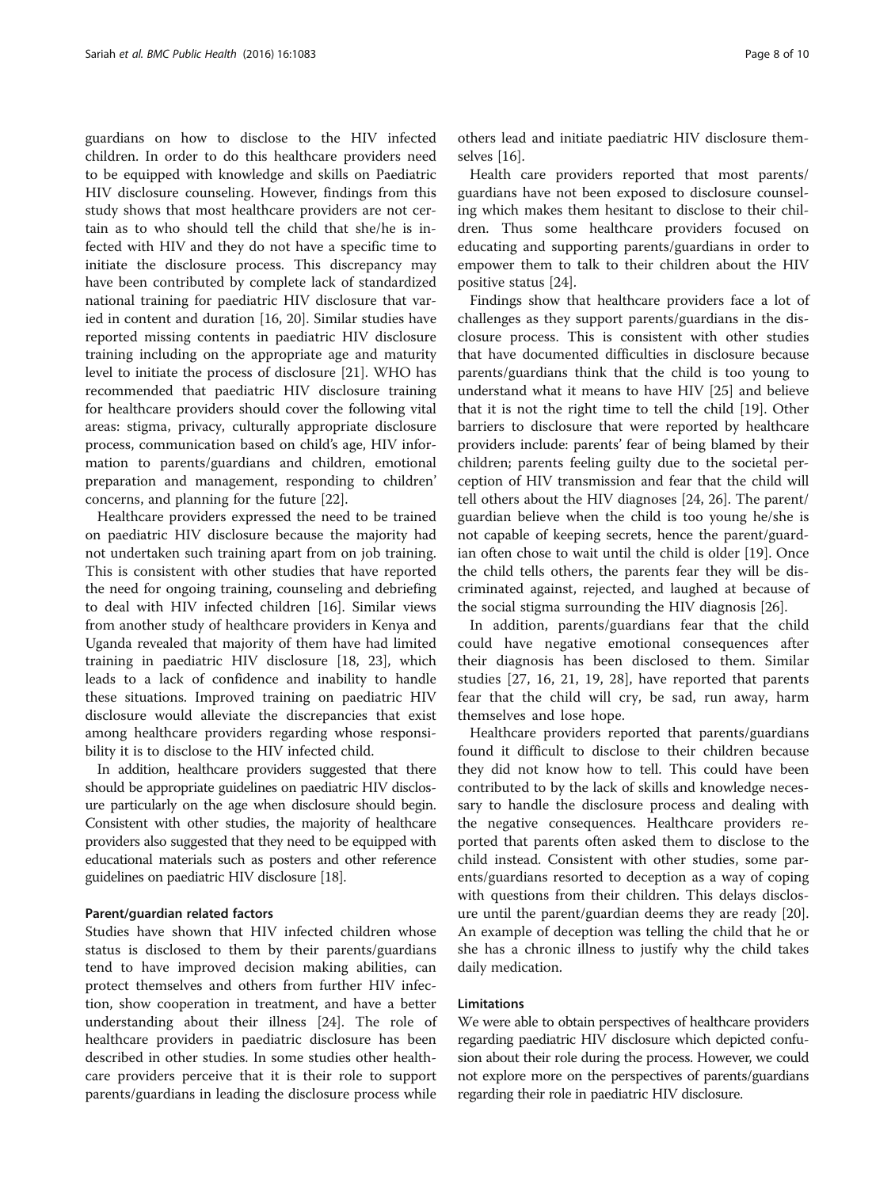guardians on how to disclose to the HIV infected children. In order to do this healthcare providers need to be equipped with knowledge and skills on Paediatric HIV disclosure counseling. However, findings from this study shows that most healthcare providers are not certain as to who should tell the child that she/he is infected with HIV and they do not have a specific time to initiate the disclosure process. This discrepancy may have been contributed by complete lack of standardized national training for paediatric HIV disclosure that varied in content and duration [16, 20]. Similar studies have reported missing contents in paediatric HIV disclosure training including on the appropriate age and maturity level to initiate the process of disclosure [21]. WHO has recommended that paediatric HIV disclosure training for healthcare providers should cover the following vital areas: stigma, privacy, culturally appropriate disclosure process, communication based on child's age, HIV information to parents/guardians and children, emotional preparation and management, responding to childrens' concerns, and planning for the future [22].

Healthcare providers expressed the need to be trained on paediatric HIV disclosure because the majority had not undertaken such training apart from on job training. This is consistent with other studies that have reported the need for ongoing training, counseling and debriefing to deal with HIV infected children [16]. Similar views from another study of healthcare providers in Kenya and Uganda revealed that majority of them have had limited training in paediatric HIV disclosure [18, 23], which leads to a lack of confidence and inability to handle these situations. Improved training on paediatric HIV disclosure would alleviate the discrepancies that exist among healthcare providers regarding whose responsibility it is to disclose to the HIV infected child.

In addition, healthcare providers suggested that there should be appropriate guidelines on paediatric HIV disclosure particularly on the age when disclosure should begin. Consistent with other studies, the majority of healthcare providers also suggested that they need to be equipped with educational materials such as posters and other reference guidelines on paediatric HIV disclosure [18].

#### Parent/guardian related factors

Studies have shown that HIV infected children whose status is disclosed to them by their parents/guardians tend to have improved decision making abilities, can protect themselves and others from further HIV infection, show cooperation in treatment, and have a better understanding about their illness [24]. The role of healthcare providers in paediatric disclosure has been described in other studies. In some studies other healthcare providers perceive that it is their role to support parents/guardians in leading the disclosure process while others lead and initiate paediatric HIV disclosure themselves [16].

Health care providers reported that most parents/guardians have not been exposed to disclosure counseling which makes them hesitant to disclose to their children. Thus some healthcare providers focused on educating and supporting parents/guardians in order to empower them to talk to their children about the HIV positive status [24].

Findings show that healthcare providers face a lot of challenges as they support parents/guardians in the disclosure process. This is consistent with other studies that have documented difficulties in disclosure because parents/guardians think that the child is too young to understand what it means to have HIV [25] and believe that it is not the right time to tell the child [19]. Other barriers to disclosure that were reported by healthcare providers include: parents' fear of being blamed by their children; parents feeling guilty due to the societal perception of HIV transmission and fear that the child will tell others about the HIV diagnoses [24, 26]. The parent/guardian believe when the child is too young he/she is not capable of keeping secrets, hence the parent/guardian often chose to wait until the child is older [19]. Once the child tells others, the parents fear they will be discriminated against, rejected, and laughed at because of the social stigma surrounding the HIV diagnosis [26].

In addition, parents/guardians fear that the child could have negative emotional consequences after their diagnosis has been disclosed to them. Similar studies [27, 16, 21, 19, 28], have reported that parents fear that the child will cry, be sad, run away, harm themselves and lose hope.

Healthcare providers reported that parents/guardians found it difficult to disclose to their children because they did not know how to tell. This could have been contributed to by the lack of skills and knowledge necessary to handle the disclosure process and dealing with the negative consequences. Healthcare providers reported that parents often asked them to disclose to the child instead. Consistent with other studies, some parents/guardians resorted to deception as a way of coping with questions from their children. This delays disclosure until the parent/guardian deems they are ready [20]. An example of deception was telling the child that he or she has a chronic illness to justify why the child takes daily medication.

### Limitations

We were able to obtain perspectives of healthcare providers regarding paediatric HIV disclosure which depicted confusion about their role during the process. However, we could not explore more on the perspectives of parents/guardians regarding their role in paediatric HIV disclosure.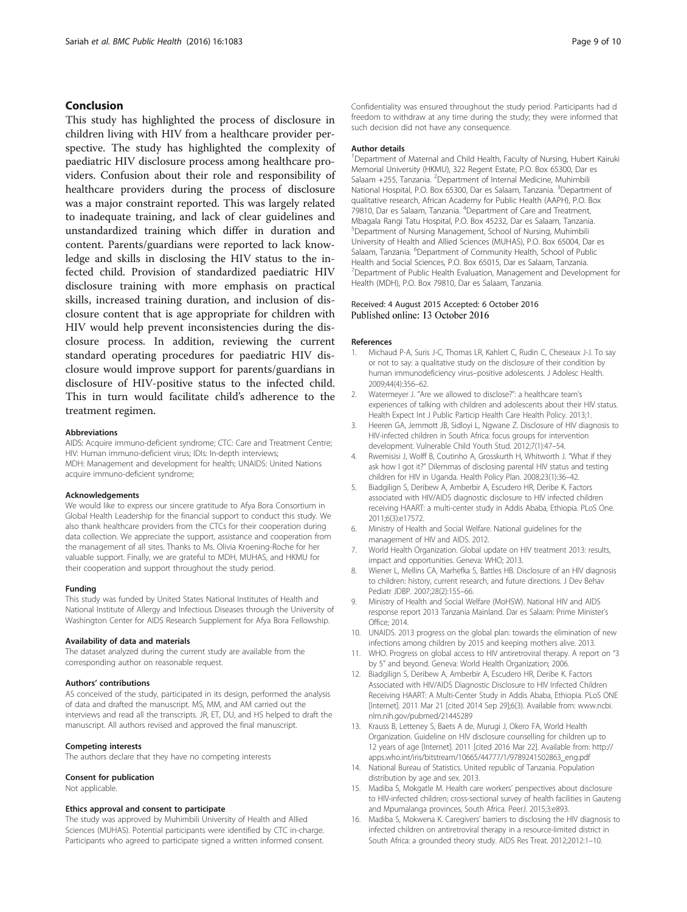## Conclusion

This study has highlighted the process of disclosure in children living with HIV from a healthcare provider perspective. The study has highlighted the complexity of paediatric HIV disclosure process among healthcare providers. Confusion about their role and responsibility of healthcare providers during the process of disclosure was a major constraint reported. This was largely related to inadequate training, and lack of clear guidelines and unstandardized training which differ in duration and content. Parents/guardians were reported to lack knowledge and skills in disclosing the HIV status to the infected child. Provision of standardized paediatric HIV disclosure training with more emphasis on practical skills, increased training duration, and inclusion of disclosure content that is age appropriate for children with HIV would help prevent inconsistencies during the disclosure process. In addition, reviewing the current standard operating procedures for paediatric HIV disclosure would improve support for parents/guardians in disclosure of HIV-positive status to the infected child. This in turn would facilitate child's adherence to the treatment regimen.

#### Abbreviations

AIDS: Acquire immuno-deficient syndrome; CTC: Care and Treatment Centre; HIV: Human immuno-deficient virus; IDIs: In-depth interviews; MDH: Management and development for health; UNAIDS: United Nations acquire immuno-deficient syndrome;

#### Acknowledgements

We would like to express our sincere gratitude to Afya Bora Consortium in Global Health Leadership for the financial support to conduct this study. We also thank healthcare providers from the CTCs for their cooperation during data collection. We appreciate the support, assistance and cooperation from the management of all sites. Thanks to Ms. Olivia Kroening-Roche for her valuable support. Finally, we are grateful to MDH, MUHAS, and HKMU for their cooperation and support throughout the study period.

#### Funding

This study was funded by United States National Institutes of Health and National Institute of Allergy and Infectious Diseases through the University of Washington Center for AIDS Research Supplement for Afya Bora Fellowship.

#### Availability of data and materials

The dataset analyzed during the current study are available from the corresponding author on reasonable request.

#### Authors' contributions

AS conceived of the study, participated in its design, performed the analysis of data and drafted the manuscript. MS, MM, and AM carried out the interviews and read all the transcripts. JR, ET, DU, and HS helped to draft the manuscript. All authors revised and approved the final manuscript.

#### Competing interests

The authors declare that they have no competing interests

#### Consent for publication

Not applicable.

#### Ethics approval and consent to participate

The study was approved by Muhimbili University of Health and Allied Sciences (MUHAS). Potential participants were identified by CTC in-charge. Participants who agreed to participate signed a written informed consent. Confidentiality was ensured throughout the study period. Participants had d freedom to withdraw at any time during the study; they were informed that such decision did not have any consequence.

#### Author details

[1]Department of Maternal and Child Health, Faculty of Nursing, Hubert Kairuki Memorial University (HKMU), 322 Regent Estate, P.O. Box 65300, Dar es Salaam +255, Tanzania. [2]Department of Internal Medicine, Muhimbili National Hospital, P.O. Box 65300, Dar es Salaam, Tanzania. [3]Department of qualitative research, African Academy for Public Health (AAPH), P.O. Box 79810, Dar es Salaam, Tanzania. [4]Department of Care and Treatment, Mbagala Rangi Tatu Hospital, P.O. Box 45232, Dar es Salaam, Tanzania. [5]Department of Nursing Management, School of Nursing, Muhimbili University of Health and Allied Sciences (MUHAS), P.O. Box 65004, Dar es Salaam, Tanzania. [6]Department of Community Health, School of Public Health and Social Sciences, P.O. Box 65015, Dar es Salaam, Tanzania. [7]Department of Public Health Evaluation, Management and Development for Health (MDH), P.O. Box 79810, Dar es Salaam, Tanzania.

Received: 4 August 2015 Accepted: 6 October 2016
Published online: 13 October 2016

#### References

1. Michaud P-A, Suris J-C, Thomas LR, Kahlert C, Rudin C, Cheseaux J-J. To say or not to say: a qualitative study on the disclosure of their condition by human immunodeficiency virus–positive adolescents. J Adolesc Health. 2009;44(4):356–62.
2. Watermeyer J. "Are we allowed to disclose?": a healthcare team's experiences of talking with children and adolescents about their HIV status. Health Expect Int J Public Particip Health Care Health Policy. 2013;1.
3. Heeren GA, Jemmott JB, Sidloyi L, Ngwane Z. Disclosure of HIV diagnosis to HIV-infected children in South Africa: focus groups for intervention development. Vulnerable Child Youth Stud. 2012;7(1):47–54.
4. Rwemisisi J, Wolff B, Coutinho A, Grosskurth H, Whitworth J. "What if they ask how I got it?" Dilemmas of disclosing parental HIV status and testing children for HIV in Uganda. Health Policy Plan. 2008;23(1):36–42.
5. Biadgilign S, Deribew A, Amberbir A, Escudero HR, Deribe K. Factors associated with HIV/AIDS diagnostic disclosure to HIV infected children receiving HAART: a multi-center study in Addis Ababa, Ethiopia. PLoS One. 2011;6(3):e17572.
6. Ministry of Health and Social Welfare. National guidelines for the management of HIV and AIDS. 2012.
7. World Health Organization. Global update on HIV treatment 2013: results, impact and opportunities. Geneva: WHO; 2013.
8. Wiener L, Mellins CA, Marhefka S, Battles HB. Disclosure of an HIV diagnosis to children: history, current research, and future directions. J Dev Behav Pediatr JDBP. 2007;28(2):155–66.
9. Ministry of Health and Social Welfare (MoHSW). National HIV and AIDS response report 2013 Tanzania Mainland. Dar es Salaam: Prime Minister's Office; 2014.
10. UNAIDS. 2013 progress on the global plan: towards the elimination of new infections among children by 2015 and keeping mothers alive. 2013.
11. WHO. Progress on global access to HIV antiretroviral therapy. A report on "3 by 5" and beyond. Geneva: World Health Organization; 2006.
12. Biadgilign S, Deribew A, Amberbir A, Escudero HR, Deribe K. Factors Associated with HIV/AIDS Diagnostic Disclosure to HIV Infected Children Receiving HAART: A Multi-Center Study in Addis Ababa, Ethiopia. PLoS ONE [Internet]. 2011 Mar 21 [cited 2014 Sep 29];6(3). Available from: www.ncbi.nlm.nih.gov/pubmed/21445289
13. Krauss B, Letteney S, Baets A de, Murugi J, Okero FA, World Health Organization. Guideline on HIV disclosure counselling for children up to 12 years of age [Internet]. 2011 [cited 2016 Mar 22]. Available from: http://apps.who.int/iris/bitstream/10665/44777/1/9789241502863_eng.pdf
14. National Bureau of Statistics. United republic of Tanzania. Population distribution by age and sex. 2013.
15. Madiba S, Mokgatle M. Health care workers' perspectives about disclosure to HIV-infected children; cross-sectional survey of health facilities in Gauteng and Mpumalanga provinces, South Africa. PeerJ. 2015;3:e893.
16. Madiba S, Mokwena K. Caregivers' barriers to disclosing the HIV diagnosis to infected children on antiretroviral therapy in a resource-limited district in South Africa: a grounded theory study. AIDS Res Treat. 2012;2012:1–10.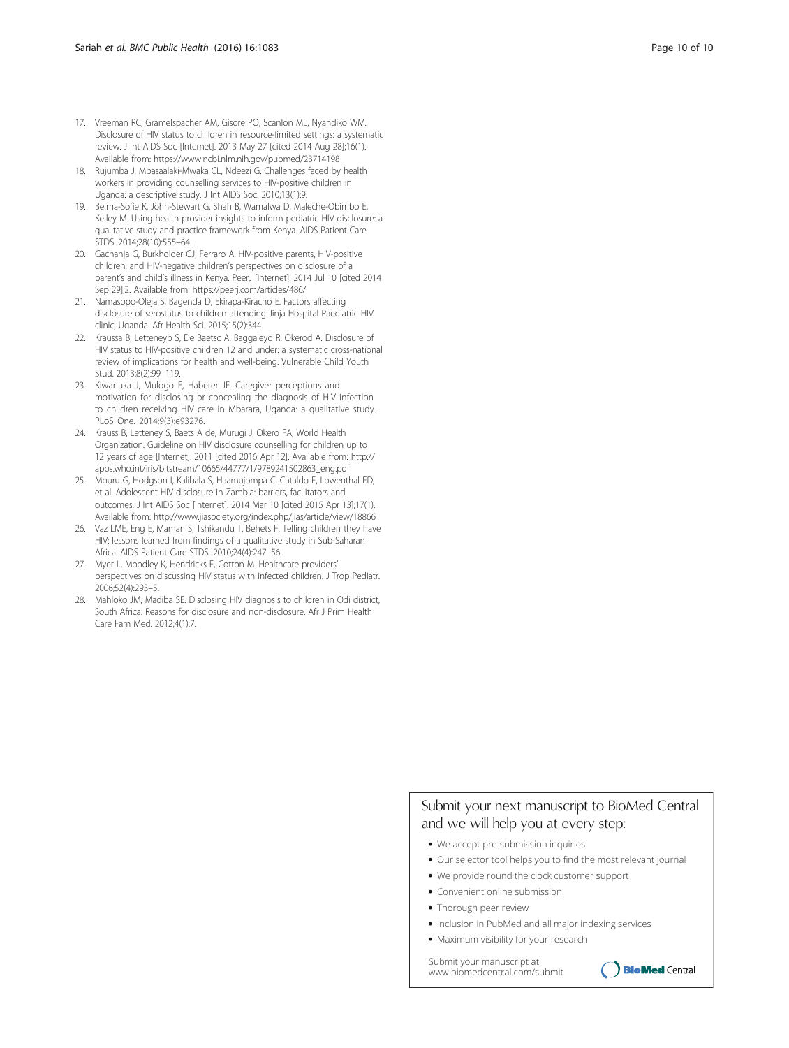17. Vreeman RC, Gramelspacher AM, Gisore PO, Scanlon ML, Nyandiko WM. Disclosure of HIV status to children in resource-limited settings: a systematic review. J Int AIDS Soc [Internet]. 2013 May 27 [cited 2014 Aug 28];16(1). Available from: https://www.ncbi.nlm.nih.gov/pubmed/23714198
18. Rujumba J, Mbasaalaki-Mwaka CL, Ndeezi G. Challenges faced by health workers in providing counselling services to HIV-positive children in Uganda: a descriptive study. J Int AIDS Soc. 2010;13(1):9.
19. Beima-Sofie K, John-Stewart G, Shah B, Wamalwa D, Maleche-Obimbo E, Kelley M. Using health provider insights to inform pediatric HIV disclosure: a qualitative study and practice framework from Kenya. AIDS Patient Care STDS. 2014;28(10):555–64.
20. Gachanja G, Burkholder GJ, Ferraro A. HIV-positive parents, HIV-positive children, and HIV-negative children's perspectives on disclosure of a parent's and child's illness in Kenya. PeerJ [Internet]. 2014 Jul 10 [cited 2014 Sep 29];2. Available from: https://peerj.com/articles/486/
21. Namasopo-Oleja S, Bagenda D, Ekirapa-Kiracho E. Factors affecting disclosure of serostatus to children attending Jinja Hospital Paediatric HIV clinic, Uganda. Afr Health Sci. 2015;15(2):344.
22. Kraussa B, Letteneyb S, De Baetsc A, Baggaleyd R, Okerod A. Disclosure of HIV status to HIV-positive children 12 and under: a systematic cross-national review of implications for health and well-being. Vulnerable Child Youth Stud. 2013;8(2):99–119.
23. Kiwanuka J, Mulogo E, Haberer JE. Caregiver perceptions and motivation for disclosing or concealing the diagnosis of HIV infection to children receiving HIV care in Mbarara, Uganda: a qualitative study. PLoS One. 2014;9(3):e93276.
24. Krauss B, Letteney S, Baets A de, Murugi J, Okero FA, World Health Organization. Guideline on HIV disclosure counselling for children up to 12 years of age [Internet]. 2011 [cited 2016 Apr 12]. Available from: http://apps.who.int/iris/bitstream/10665/44777/1/9789241502863_eng.pdf
25. Mburu G, Hodgson I, Kalibala S, Haamujompa C, Cataldo F, Lowenthal ED, et al. Adolescent HIV disclosure in Zambia: barriers, facilitators and outcomes. J Int AIDS Soc [Internet]. 2014 Mar 10 [cited 2015 Apr 13];17(1). Available from: http://www.jiasociety.org/index.php/jias/article/view/18866
26. Vaz LME, Eng E, Maman S, Tshikandu T, Behets F. Telling children they have HIV: lessons learned from findings of a qualitative study in Sub-Saharan Africa. AIDS Patient Care STDS. 2010;24(4):247–56.
27. Myer L, Moodley K, Hendricks F, Cotton M. Healthcare providers' perspectives on discussing HIV status with infected children. J Trop Pediatr. 2006;52(4):293–5.
28. Mahloko JM, Madiba SE. Disclosing HIV diagnosis to children in Odi district, South Africa: Reasons for disclosure and non-disclosure. Afr J Prim Health Care Fam Med. 2012;4(1):7.

Submit your next manuscript to BioMed Central and we will help you at every step:

- We accept pre-submission inquiries
- Our selector tool helps you to find the most relevant journal
- We provide round the clock customer support
- Convenient online submission
- Thorough peer review
- Inclusion in PubMed and all major indexing services
- Maximum visibility for your research

Submit your manuscript at www.biomedcentral.com/submit

BioMed Central